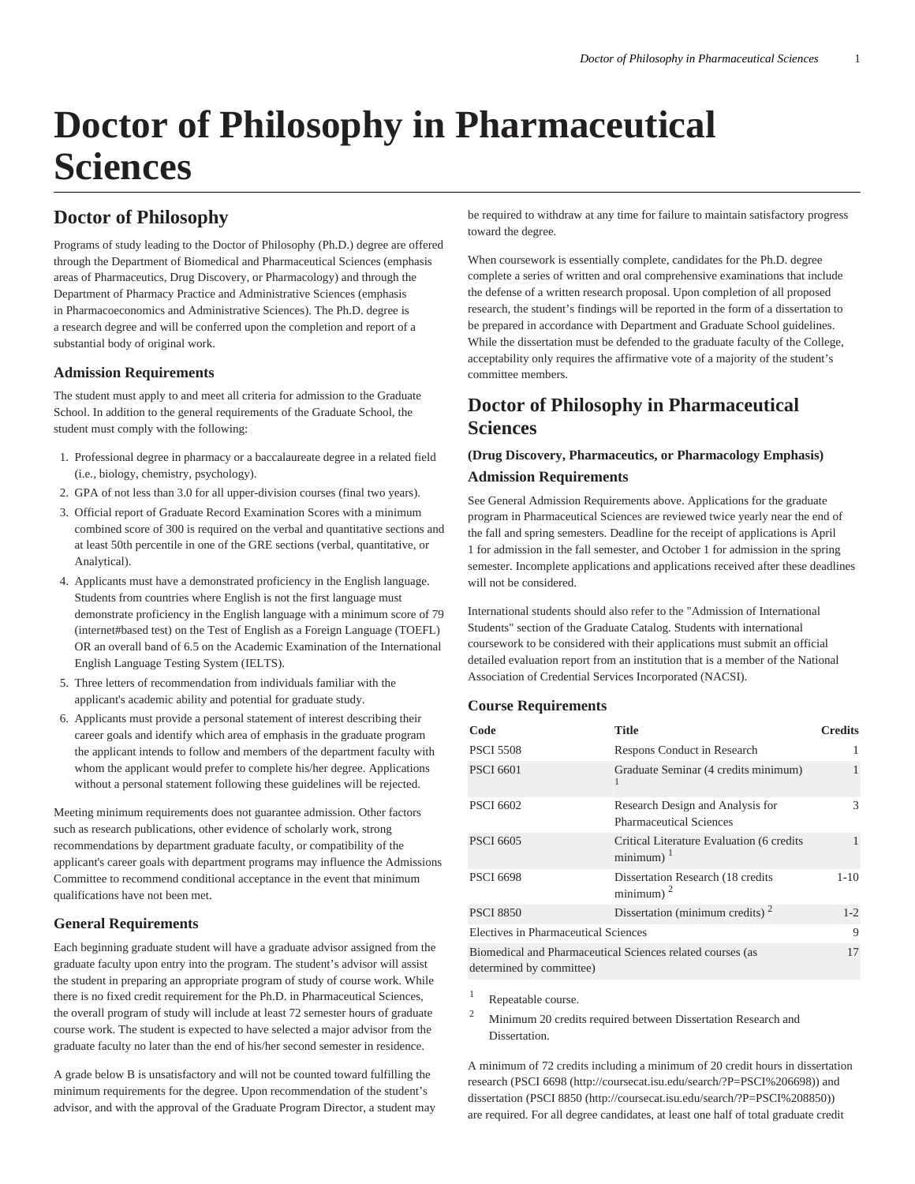# Doctor of Philosophy in Pharmaceutical Sciences

## Doctor of Philosophy

Programs of study leading to the Doctor of Philosophy (Ph.D.) degree are offered through the Department of Biomedical and Pharmaceutical Sciences (emphasis areas of Pharmaceutics, Drug Discovery, or Pharmacology) and through the Department of Pharmacy Practice and Administrative Sciences (emphasis in Pharmacoeconomics and Administrative Sciences). The Ph.D. degree is a research degree and will be conferred upon the completion and report of a substantial body of original work.

### Admission Requirements

The student must apply to and meet all criteria for admission to the Graduate School. In addition to the general requirements of the Graduate School, the student must comply with the following:

1. Professional degree in pharmacy or a baccalaureate degree in a related field (i.e., biology, chemistry, psychology).
2. GPA of not less than 3.0 for all upper-division courses (final two years).
3. Official report of Graduate Record Examination Scores with a minimum combined score of 300 is required on the verbal and quantitative sections and at least 50th percentile in one of the GRE sections (verbal, quantitative, or Analytical).
4. Applicants must have a demonstrated proficiency in the English language. Students from countries where English is not the first language must demonstrate proficiency in the English language with a minimum score of 79 (internet#based test) on the Test of English as a Foreign Language (TOEFL) OR an overall band of 6.5 on the Academic Examination of the International English Language Testing System (IELTS).
5. Three letters of recommendation from individuals familiar with the applicant's academic ability and potential for graduate study.
6. Applicants must provide a personal statement of interest describing their career goals and identify which area of emphasis in the graduate program the applicant intends to follow and members of the department faculty with whom the applicant would prefer to complete his/her degree. Applications without a personal statement following these guidelines will be rejected.

Meeting minimum requirements does not guarantee admission. Other factors such as research publications, other evidence of scholarly work, strong recommendations by department graduate faculty, or compatibility of the applicant's career goals with department programs may influence the Admissions Committee to recommend conditional acceptance in the event that minimum qualifications have not been met.

### General Requirements

Each beginning graduate student will have a graduate advisor assigned from the graduate faculty upon entry into the program. The student's advisor will assist the student in preparing an appropriate program of study of course work. While there is no fixed credit requirement for the Ph.D. in Pharmaceutical Sciences, the overall program of study will include at least 72 semester hours of graduate course work. The student is expected to have selected a major advisor from the graduate faculty no later than the end of his/her second semester in residence.

A grade below B is unsatisfactory and will not be counted toward fulfilling the minimum requirements for the degree. Upon recommendation of the student's advisor, and with the approval of the Graduate Program Director, a student may be required to withdraw at any time for failure to maintain satisfactory progress toward the degree.

When coursework is essentially complete, candidates for the Ph.D. degree complete a series of written and oral comprehensive examinations that include the defense of a written research proposal. Upon completion of all proposed research, the student's findings will be reported in the form of a dissertation to be prepared in accordance with Department and Graduate School guidelines. While the dissertation must be defended to the graduate faculty of the College, acceptability only requires the affirmative vote of a majority of the student's committee members.

## Doctor of Philosophy in Pharmaceutical Sciences

#### (Drug Discovery, Pharmaceutics, or Pharmacology Emphasis)

### Admission Requirements

See General Admission Requirements above. Applications for the graduate program in Pharmaceutical Sciences are reviewed twice yearly near the end of the fall and spring semesters. Deadline for the receipt of applications is April 1 for admission in the fall semester, and October 1 for admission in the spring semester. Incomplete applications and applications received after these deadlines will not be considered.

International students should also refer to the "Admission of International Students" section of the Graduate Catalog. Students with international coursework to be considered with their applications must submit an official detailed evaluation report from an institution that is a member of the National Association of Credential Services Incorporated (NACSI).

### Course Requirements

| Code | Title | Credits |
|---|---|---|
| PSCI 5508 | Respons Conduct in Research | 1 |
| PSCI 6601 | Graduate Seminar (4 credits minimum) [1] | 1 |
| PSCI 6602 | Research Design and Analysis for Pharmaceutical Sciences | 3 |
| PSCI 6605 | Critical Literature Evaluation (6 credits minimum) [1] | 1 |
| PSCI 6698 | Dissertation Research (18 credits minimum) [2] | 1-10 |
| PSCI 8850 | Dissertation (minimum credits) [2] | 1-2 |
| Electives in Pharmaceutical Sciences | | 9 |
| Biomedical and Pharmaceutical Sciences related courses (as determined by committee) | | 17 |

[1] Repeatable course.

[2] Minimum 20 credits required between Dissertation Research and Dissertation.

A minimum of 72 credits including a minimum of 20 credit hours in dissertation research (PSCI 6698 (http://coursecat.isu.edu/search/?P=PSCI%206698)) and dissertation (PSCI 8850 (http://coursecat.isu.edu/search/?P=PSCI%208850)) are required. For all degree candidates, at least one half of total graduate credit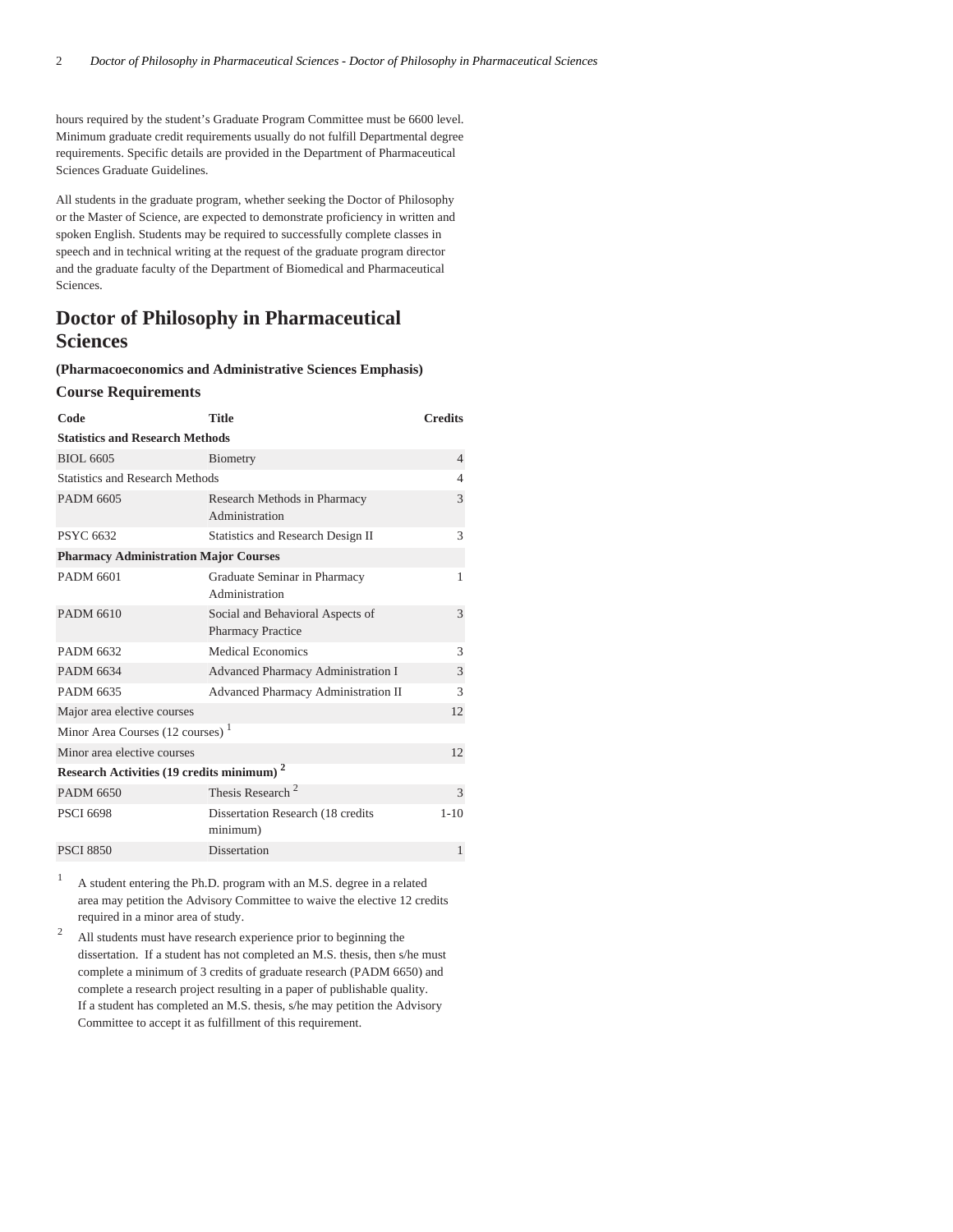hours required by the student's Graduate Program Committee must be 6600 level. Minimum graduate credit requirements usually do not fulfill Departmental degree requirements. Specific details are provided in the Department of Pharmaceutical Sciences Graduate Guidelines.

All students in the graduate program, whether seeking the Doctor of Philosophy or the Master of Science, are expected to demonstrate proficiency in written and spoken English. Students may be required to successfully complete classes in speech and in technical writing at the request of the graduate program director and the graduate faculty of the Department of Biomedical and Pharmaceutical Sciences.

## Doctor of Philosophy in Pharmaceutical Sciences

### (Pharmacoeconomics and Administrative Sciences Emphasis)

### Course Requirements

| Code | Title | Credits |
|---|---|---|
| **Statistics and Research Methods** | | |
| BIOL 6605 | Biometry | 4 |
| Statistics and Research Methods | | 4 |
| PADM 6605 | Research Methods in Pharmacy Administration | 3 |
| PSYC 6632 | Statistics and Research Design II | 3 |
| **Pharmacy Administration Major Courses** | | |
| PADM 6601 | Graduate Seminar in Pharmacy Administration | 1 |
| PADM 6610 | Social and Behavioral Aspects of Pharmacy Practice | 3 |
| PADM 6632 | Medical Economics | 3 |
| PADM 6634 | Advanced Pharmacy Administration I | 3 |
| PADM 6635 | Advanced Pharmacy Administration II | 3 |
| Major area elective courses | | 12 |
| Minor Area Courses (12 courses) [1] | | |
| Minor area elective courses | | 12 |
| **Research Activities (19 credits minimum) [2]** | | |
| PADM 6650 | Thesis Research [2] | 3 |
| PSCI 6698 | Dissertation Research (18 credits minimum) | 1-10 |
| PSCI 8850 | Dissertation | 1 |

[1] A student entering the Ph.D. program with an M.S. degree in a related area may petition the Advisory Committee to waive the elective 12 credits required in a minor area of study.

[2] All students must have research experience prior to beginning the dissertation. If a student has not completed an M.S. thesis, then s/he must complete a minimum of 3 credits of graduate research (PADM 6650) and complete a research project resulting in a paper of publishable quality. If a student has completed an M.S. thesis, s/he may petition the Advisory Committee to accept it as fulfillment of this requirement.